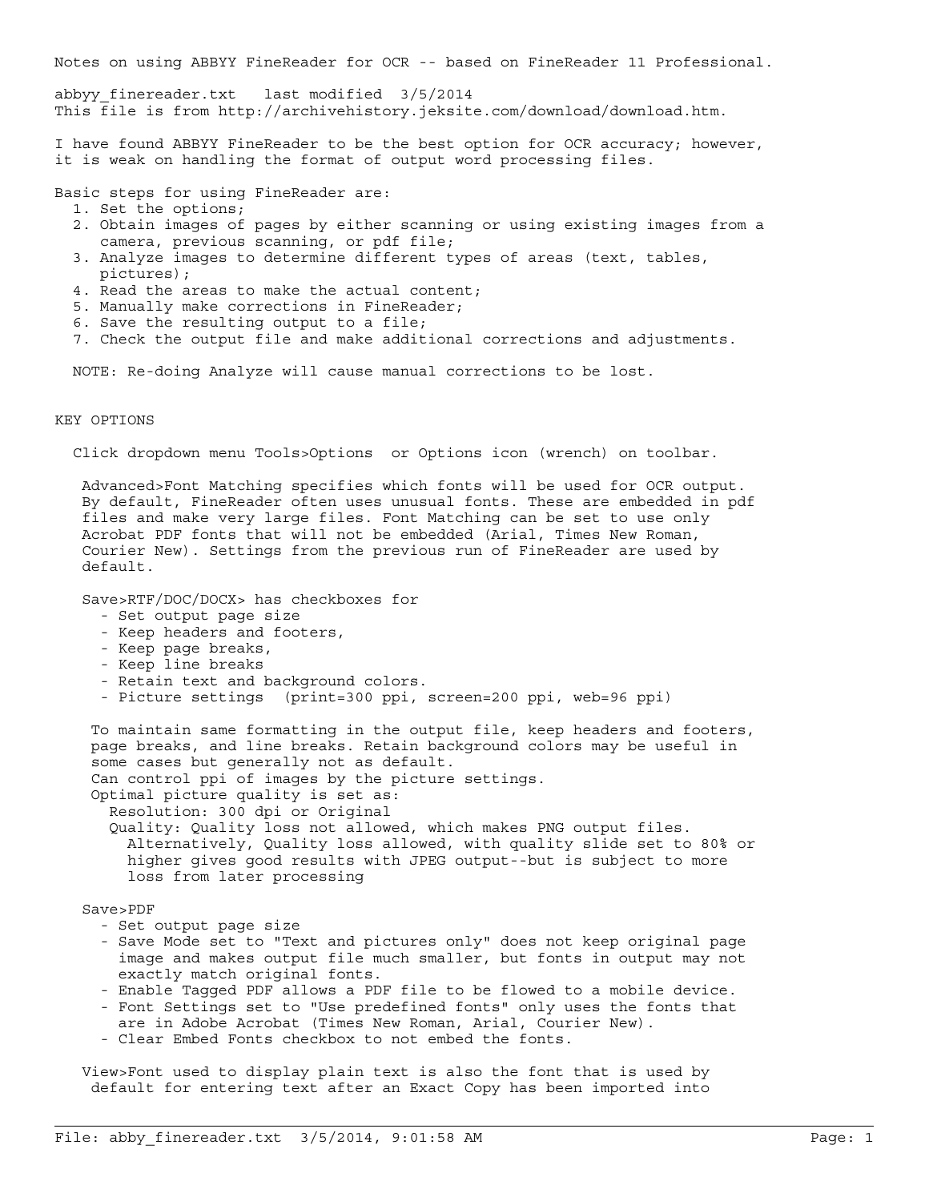Notes on using ABBYY FineReader for OCR -- based on FineReader 11 Professional.

abbyy_finereader.txt last modified 3/5/2014
This file is from http://archivehistory.jeksite.com/download/download.htm.

I have found ABBYY FineReader to be the best option for OCR accuracy; however, it is weak on handling the format of output word processing files.

Basic steps for using FineReader are:

1. Set the options;
2. Obtain images of pages by either scanning or using existing images from a camera, previous scanning, or pdf file;
3. Analyze images to determine different types of areas (text, tables, pictures);
4. Read the areas to make the actual content;
5. Manually make corrections in FineReader;
6. Save the resulting output to a file;
7. Check the output file and make additional corrections and adjustments.

NOTE: Re-doing Analyze will cause manual corrections to be lost.

## KEY OPTIONS

Click dropdown menu Tools>Options or Options icon (wrench) on toolbar.

Advanced>Font Matching specifies which fonts will be used for OCR output. By default, FineReader often uses unusual fonts. These are embedded in pdf files and make very large files. Font Matching can be set to use only Acrobat PDF fonts that will not be embedded (Arial, Times New Roman, Courier New). Settings from the previous run of FineReader are used by default.

Save>RTF/DOC/DOCX> has checkboxes for

- Set output page size
- Keep headers and footers,
- Keep page breaks,
- Keep line breaks
- Retain text and background colors.
- Picture settings (print=300 ppi, screen=200 ppi, web=96 ppi)

To maintain same formatting in the output file, keep headers and footers, page breaks, and line breaks. Retain background colors may be useful in some cases but generally not as default.
Can control ppi of images by the picture settings.
Optimal picture quality is set as:
Resolution: 300 dpi or Original
Quality: Quality loss not allowed, which makes PNG output files.
Alternatively, Quality loss allowed, with quality slide set to 80% or higher gives good results with JPEG output--but is subject to more loss from later processing

Save>PDF

- Set output page size
- Save Mode set to "Text and pictures only" does not keep original page image and makes output file much smaller, but fonts in output may not exactly match original fonts.
- Enable Tagged PDF allows a PDF file to be flowed to a mobile device.
- Font Settings set to "Use predefined fonts" only uses the fonts that are in Adobe Acrobat (Times New Roman, Arial, Courier New).
- Clear Embed Fonts checkbox to not embed the fonts.

View>Font used to display plain text is also the font that is used by default for entering text after an Exact Copy has been imported into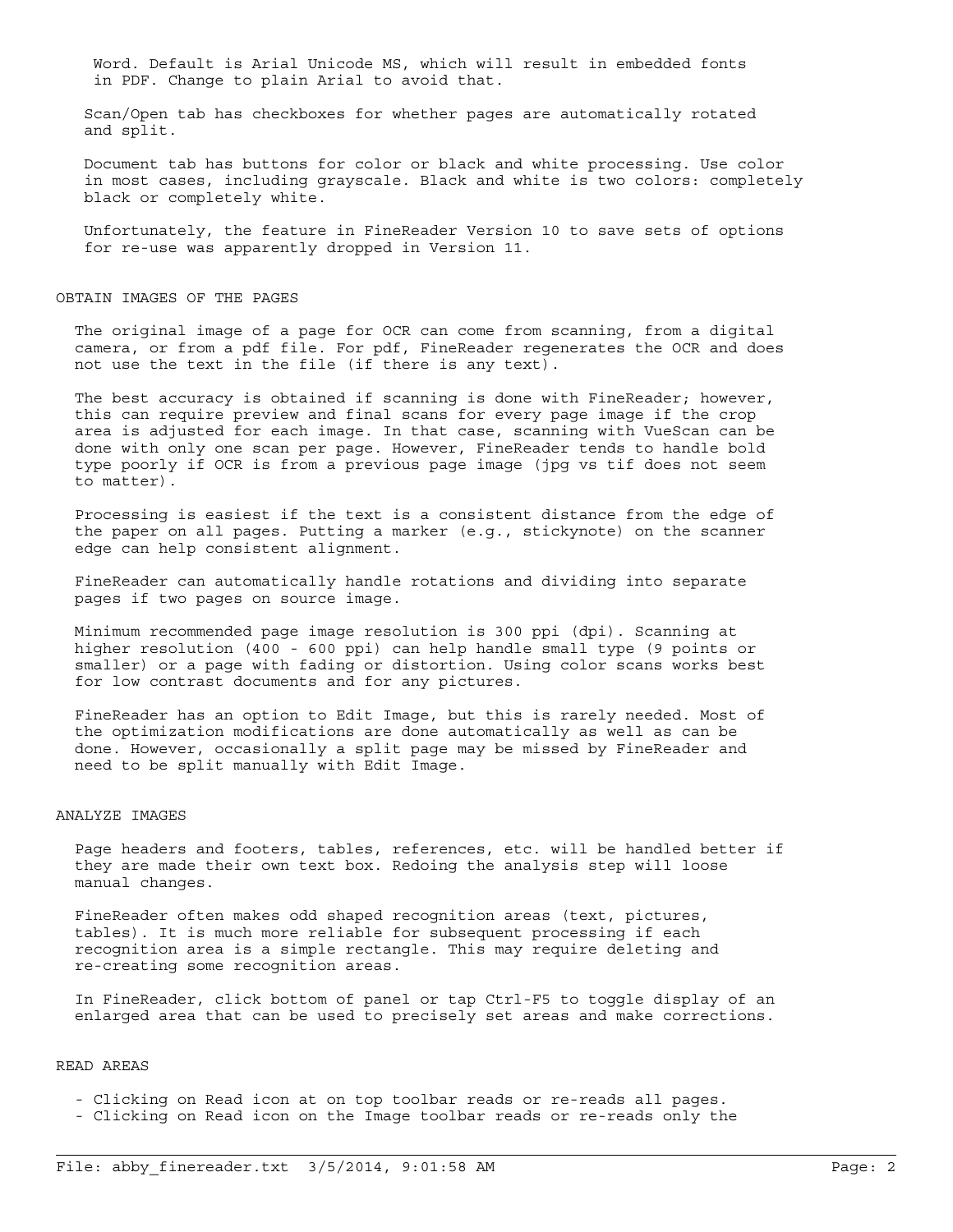Word. Default is Arial Unicode MS, which will result in embedded fonts in PDF. Change to plain Arial to avoid that.

Scan/Open tab has checkboxes for whether pages are automatically rotated and split.

Document tab has buttons for color or black and white processing. Use color in most cases, including grayscale. Black and white is two colors: completely black or completely white.

Unfortunately, the feature in FineReader Version 10 to save sets of options for re-use was apparently dropped in Version 11.

## OBTAIN IMAGES OF THE PAGES

The original image of a page for OCR can come from scanning, from a digital camera, or from a pdf file. For pdf, FineReader regenerates the OCR and does not use the text in the file (if there is any text).

The best accuracy is obtained if scanning is done with FineReader; however, this can require preview and final scans for every page image if the crop area is adjusted for each image. In that case, scanning with VueScan can be done with only one scan per page. However, FineReader tends to handle bold type poorly if OCR is from a previous page image (jpg vs tif does not seem to matter).

Processing is easiest if the text is a consistent distance from the edge of the paper on all pages. Putting a marker (e.g., stickynote) on the scanner edge can help consistent alignment.

FineReader can automatically handle rotations and dividing into separate pages if two pages on source image.

Minimum recommended page image resolution is 300 ppi (dpi). Scanning at higher resolution (400 - 600 ppi) can help handle small type (9 points or smaller) or a page with fading or distortion. Using color scans works best for low contrast documents and for any pictures.

FineReader has an option to Edit Image, but this is rarely needed. Most of the optimization modifications are done automatically as well as can be done. However, occasionally a split page may be missed by FineReader and need to be split manually with Edit Image.

## ANALYZE IMAGES

Page headers and footers, tables, references, etc. will be handled better if they are made their own text box. Redoing the analysis step will loose manual changes.

FineReader often makes odd shaped recognition areas (text, pictures, tables). It is much more reliable for subsequent processing if each recognition area is a simple rectangle. This may require deleting and re-creating some recognition areas.

In FineReader, click bottom of panel or tap Ctrl-F5 to toggle display of an enlarged area that can be used to precisely set areas and make corrections.

## READ AREAS

- Clicking on Read icon at on top toolbar reads or re-reads all pages.
- Clicking on Read icon on the Image toolbar reads or re-reads only the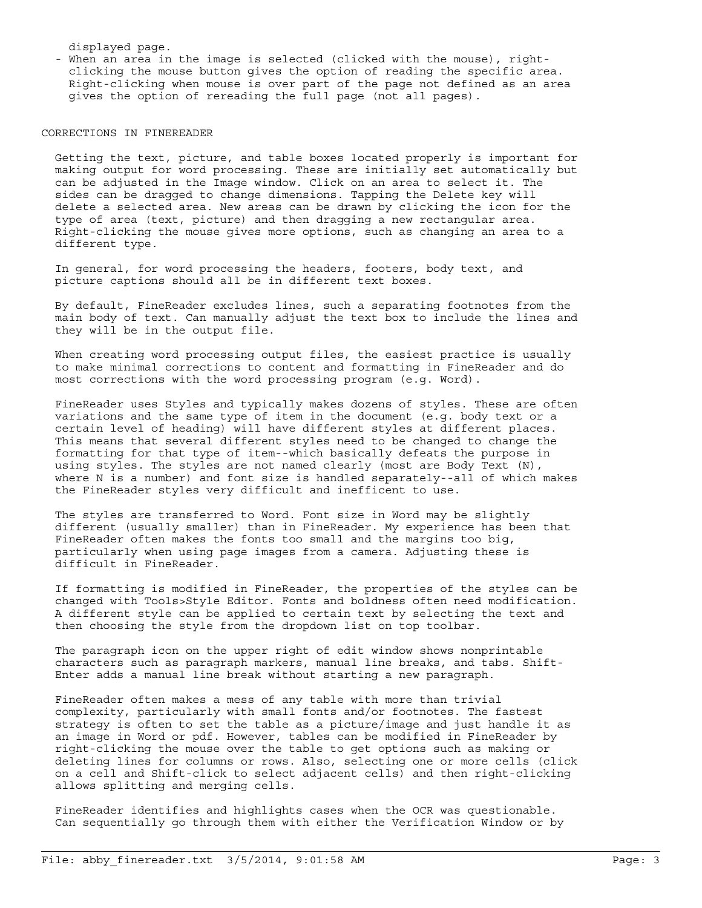displayed page.

- When an area in the image is selected (clicked with the mouse), right-clicking the mouse button gives the option of reading the specific area. Right-clicking when mouse is over part of the page not defined as an area gives the option of rereading the full page (not all pages).

## CORRECTIONS IN FINEREADER

Getting the text, picture, and table boxes located properly is important for making output for word processing. These are initially set automatically but can be adjusted in the Image window. Click on an area to select it. The sides can be dragged to change dimensions. Tapping the Delete key will delete a selected area. New areas can be drawn by clicking the icon for the type of area (text, picture) and then dragging a new rectangular area. Right-clicking the mouse gives more options, such as changing an area to a different type.

In general, for word processing the headers, footers, body text, and picture captions should all be in different text boxes.

By default, FineReader excludes lines, such a separating footnotes from the main body of text. Can manually adjust the text box to include the lines and they will be in the output file.

When creating word processing output files, the easiest practice is usually to make minimal corrections to content and formatting in FineReader and do most corrections with the word processing program (e.g. Word).

FineReader uses Styles and typically makes dozens of styles. These are often variations and the same type of item in the document (e.g. body text or a certain level of heading) will have different styles at different places. This means that several different styles need to be changed to change the formatting for that type of item--which basically defeats the purpose in using styles. The styles are not named clearly (most are Body Text (N), where N is a number) and font size is handled separately--all of which makes the FineReader styles very difficult and inefficent to use.

The styles are transferred to Word. Font size in Word may be slightly different (usually smaller) than in FineReader. My experience has been that FineReader often makes the fonts too small and the margins too big, particularly when using page images from a camera. Adjusting these is difficult in FineReader.

If formatting is modified in FineReader, the properties of the styles can be changed with Tools>Style Editor. Fonts and boldness often need modification. A different style can be applied to certain text by selecting the text and then choosing the style from the dropdown list on top toolbar.

The paragraph icon on the upper right of edit window shows nonprintable characters such as paragraph markers, manual line breaks, and tabs. Shift-Enter adds a manual line break without starting a new paragraph.

FineReader often makes a mess of any table with more than trivial complexity, particularly with small fonts and/or footnotes. The fastest strategy is often to set the table as a picture/image and just handle it as an image in Word or pdf. However, tables can be modified in FineReader by right-clicking the mouse over the table to get options such as making or deleting lines for columns or rows. Also, selecting one or more cells (click on a cell and Shift-click to select adjacent cells) and then right-clicking allows splitting and merging cells.

FineReader identifies and highlights cases when the OCR was questionable. Can sequentially go through them with either the Verification Window or by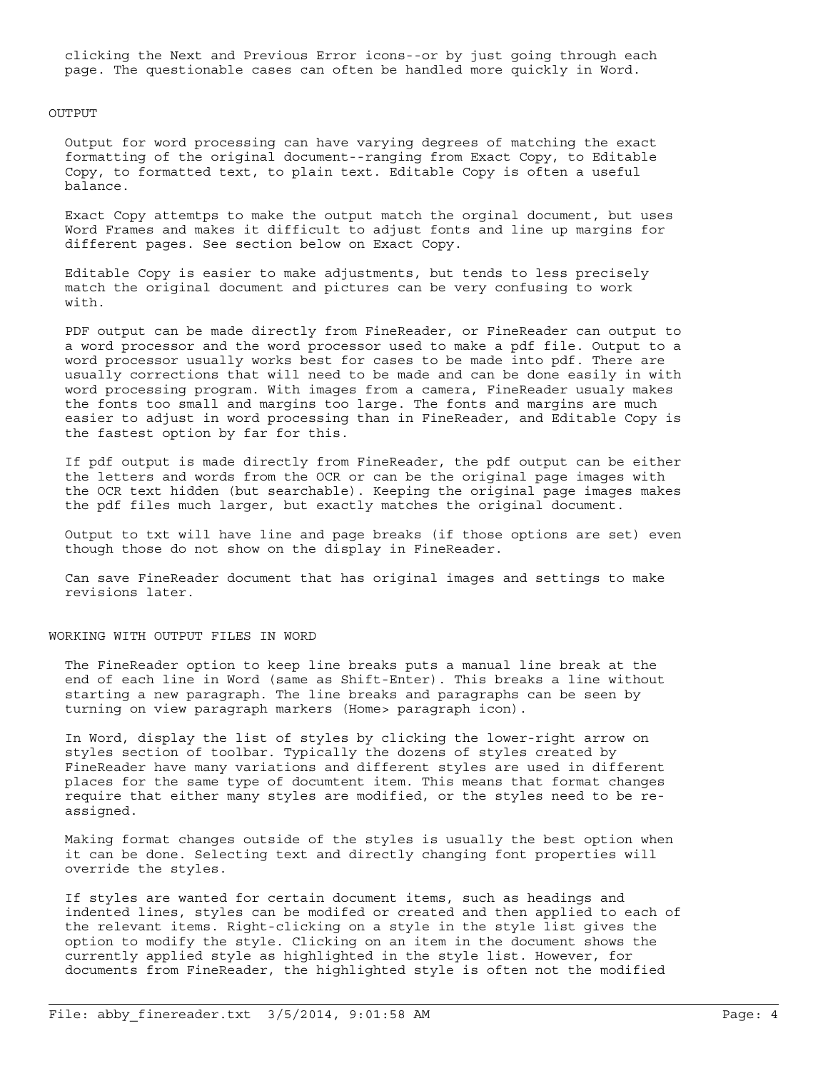clicking the Next and Previous Error icons--or by just going through each page. The questionable cases can often be handled more quickly in Word.

## OUTPUT

Output for word processing can have varying degrees of matching the exact formatting of the original document--ranging from Exact Copy, to Editable Copy, to formatted text, to plain text. Editable Copy is often a useful balance.

Exact Copy attemtps to make the output match the orginal document, but uses Word Frames and makes it difficult to adjust fonts and line up margins for different pages. See section below on Exact Copy.

Editable Copy is easier to make adjustments, but tends to less precisely match the original document and pictures can be very confusing to work with.

PDF output can be made directly from FineReader, or FineReader can output to a word processor and the word processor used to make a pdf file. Output to a word processor usually works best for cases to be made into pdf. There are usually corrections that will need to be made and can be done easily in with word processing program. With images from a camera, FineReader usualy makes the fonts too small and margins too large. The fonts and margins are much easier to adjust in word processing than in FineReader, and Editable Copy is the fastest option by far for this.

If pdf output is made directly from FineReader, the pdf output can be either the letters and words from the OCR or can be the original page images with the OCR text hidden (but searchable). Keeping the original page images makes the pdf files much larger, but exactly matches the original document.

Output to txt will have line and page breaks (if those options are set) even though those do not show on the display in FineReader.

Can save FineReader document that has original images and settings to make revisions later.

## WORKING WITH OUTPUT FILES IN WORD

The FineReader option to keep line breaks puts a manual line break at the end of each line in Word (same as Shift-Enter). This breaks a line without starting a new paragraph. The line breaks and paragraphs can be seen by turning on view paragraph markers (Home> paragraph icon).

In Word, display the list of styles by clicking the lower-right arrow on styles section of toolbar. Typically the dozens of styles created by FineReader have many variations and different styles are used in different places for the same type of documtent item. This means that format changes require that either many styles are modified, or the styles need to be re-assigned.

Making format changes outside of the styles is usually the best option when it can be done. Selecting text and directly changing font properties will override the styles.

If styles are wanted for certain document items, such as headings and indented lines, styles can be modifed or created and then applied to each of the relevant items. Right-clicking on a style in the style list gives the option to modify the style. Clicking on an item in the document shows the currently applied style as highlighted in the style list. However, for documents from FineReader, the highlighted style is often not the modified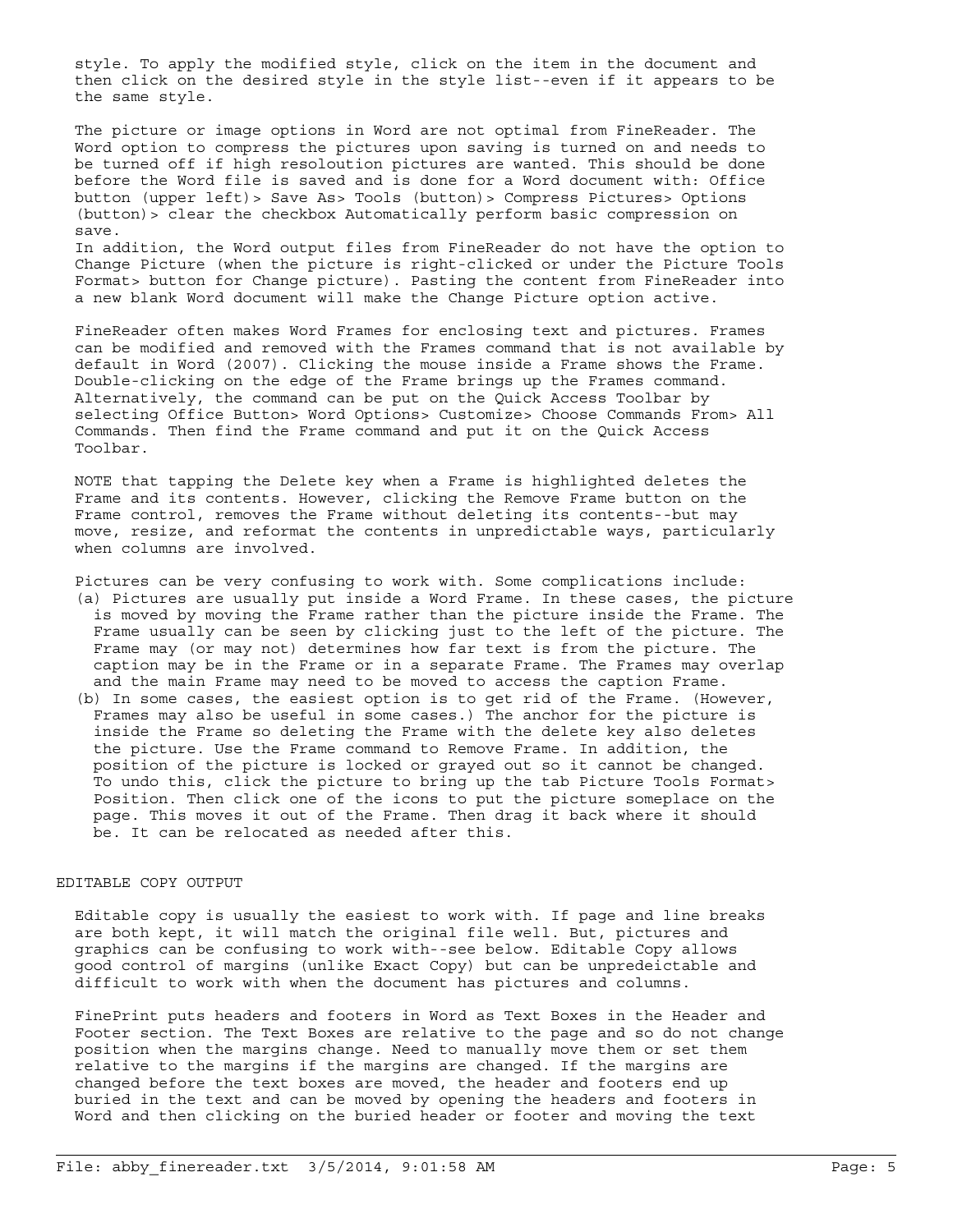style. To apply the modified style, click on the item in the document and then click on the desired style in the style list--even if it appears to be the same style.

The picture or image options in Word are not optimal from FineReader. The Word option to compress the pictures upon saving is turned on and needs to be turned off if high resoloution pictures are wanted. This should be done before the Word file is saved and is done for a Word document with: Office button (upper left)> Save As> Tools (button)> Compress Pictures> Options (button)> clear the checkbox Automatically perform basic compression on save.
In addition, the Word output files from FineReader do not have the option to Change Picture (when the picture is right-clicked or under the Picture Tools Format> button for Change picture). Pasting the content from FineReader into a new blank Word document will make the Change Picture option active.

FineReader often makes Word Frames for enclosing text and pictures. Frames can be modified and removed with the Frames command that is not available by default in Word (2007). Clicking the mouse inside a Frame shows the Frame. Double-clicking on the edge of the Frame brings up the Frames command. Alternatively, the command can be put on the Quick Access Toolbar by selecting Office Button> Word Options> Customize> Choose Commands From> All Commands. Then find the Frame command and put it on the Quick Access Toolbar.

NOTE that tapping the Delete key when a Frame is highlighted deletes the Frame and its contents. However, clicking the Remove Frame button on the Frame control, removes the Frame without deleting its contents--but may move, resize, and reformat the contents in unpredictable ways, particularly when columns are involved.

Pictures can be very confusing to work with. Some complications include:

(a) Pictures are usually put inside a Word Frame. In these cases, the picture is moved by moving the Frame rather than the picture inside the Frame. The Frame usually can be seen by clicking just to the left of the picture. The Frame may (or may not) determines how far text is from the picture. The caption may be in the Frame or in a separate Frame. The Frames may overlap and the main Frame may need to be moved to access the caption Frame.

(b) In some cases, the easiest option is to get rid of the Frame. (However, Frames may also be useful in some cases.) The anchor for the picture is inside the Frame so deleting the Frame with the delete key also deletes the picture. Use the Frame command to Remove Frame. In addition, the position of the picture is locked or grayed out so it cannot be changed. To undo this, click the picture to bring up the tab Picture Tools Format> Position. Then click one of the icons to put the picture someplace on the page. This moves it out of the Frame. Then drag it back where it should be. It can be relocated as needed after this.

## EDITABLE COPY OUTPUT

Editable copy is usually the easiest to work with. If page and line breaks are both kept, it will match the original file well. But, pictures and graphics can be confusing to work with--see below. Editable Copy allows good control of margins (unlike Exact Copy) but can be unpredeictable and difficult to work with when the document has pictures and columns.

FinePrint puts headers and footers in Word as Text Boxes in the Header and Footer section. The Text Boxes are relative to the page and so do not change position when the margins change. Need to manually move them or set them relative to the margins if the margins are changed. If the margins are changed before the text boxes are moved, the header and footers end up buried in the text and can be moved by opening the headers and footers in Word and then clicking on the buried header or footer and moving the text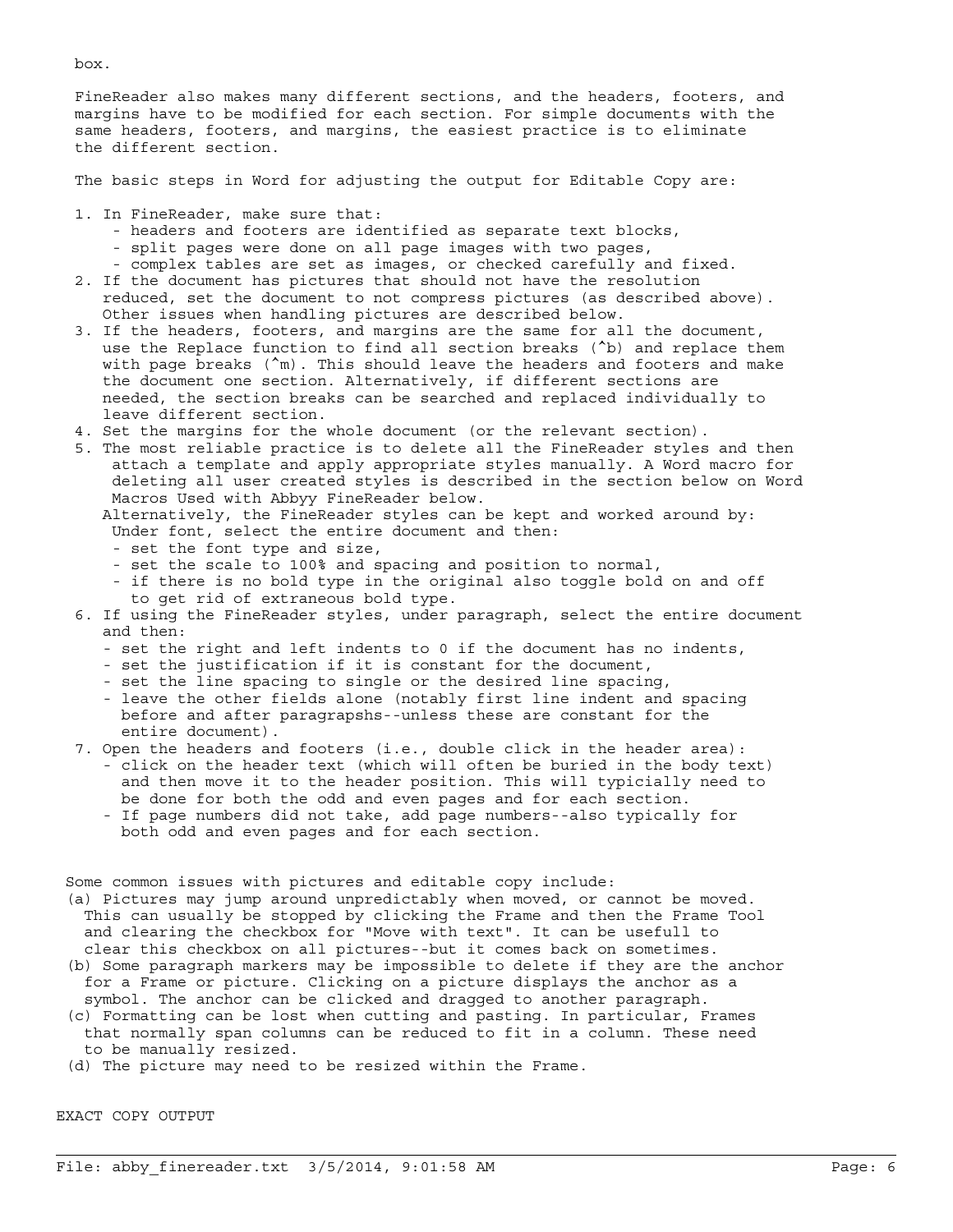box.

FineReader also makes many different sections, and the headers, footers, and margins have to be modified for each section. For simple documents with the same headers, footers, and margins, the easiest practice is to eliminate the different section.

The basic steps in Word for adjusting the output for Editable Copy are:

1. In FineReader, make sure that:
   - headers and footers are identified as separate text blocks,
   - split pages were done on all page images with two pages,
   - complex tables are set as images, or checked carefully and fixed.
2. If the document has pictures that should not have the resolution reduced, set the document to not compress pictures (as described above). Other issues when handling pictures are described below.
3. If the headers, footers, and margins are the same for all the document, use the Replace function to find all section breaks (^b) and replace them with page breaks (^m). This should leave the headers and footers and make the document one section. Alternatively, if different sections are needed, the section breaks can be searched and replaced individually to leave different section.
4. Set the margins for the whole document (or the relevant section).
5. The most reliable practice is to delete all the FineReader styles and then attach a template and apply appropriate styles manually. A Word macro for deleting all user created styles is described in the section below on Word Macros Used with Abbyy FineReader below.
   Alternatively, the FineReader styles can be kept and worked around by: Under font, select the entire document and then:
   - set the font type and size,
   - set the scale to 100% and spacing and position to normal,
   - if there is no bold type in the original also toggle bold on and off to get rid of extraneous bold type.
6. If using the FineReader styles, under paragraph, select the entire document and then:
   - set the right and left indents to 0 if the document has no indents,
   - set the justification if it is constant for the document,
   - set the line spacing to single or the desired line spacing,
   - leave the other fields alone (notably first line indent and spacing before and after paragrapshs--unless these are constant for the entire document).
7. Open the headers and footers (i.e., double click in the header area):
   - click on the header text (which will often be buried in the body text) and then move it to the header position. This will typicially need to be done for both the odd and even pages and for each section.
   - If page numbers did not take, add page numbers--also typically for both odd and even pages and for each section.

Some common issues with pictures and editable copy include:

(a) Pictures may jump around unpredictably when moved, or cannot be moved. This can usually be stopped by clicking the Frame and then the Frame Tool and clearing the checkbox for "Move with text". It can be usefull to clear this checkbox on all pictures--but it comes back on sometimes.
(b) Some paragraph markers may be impossible to delete if they are the anchor for a Frame or picture. Clicking on a picture displays the anchor as a symbol. The anchor can be clicked and dragged to another paragraph.
(c) Formatting can be lost when cutting and pasting. In particular, Frames that normally span columns can be reduced to fit in a column. These need to be manually resized.
(d) The picture may need to be resized within the Frame.

EXACT COPY OUTPUT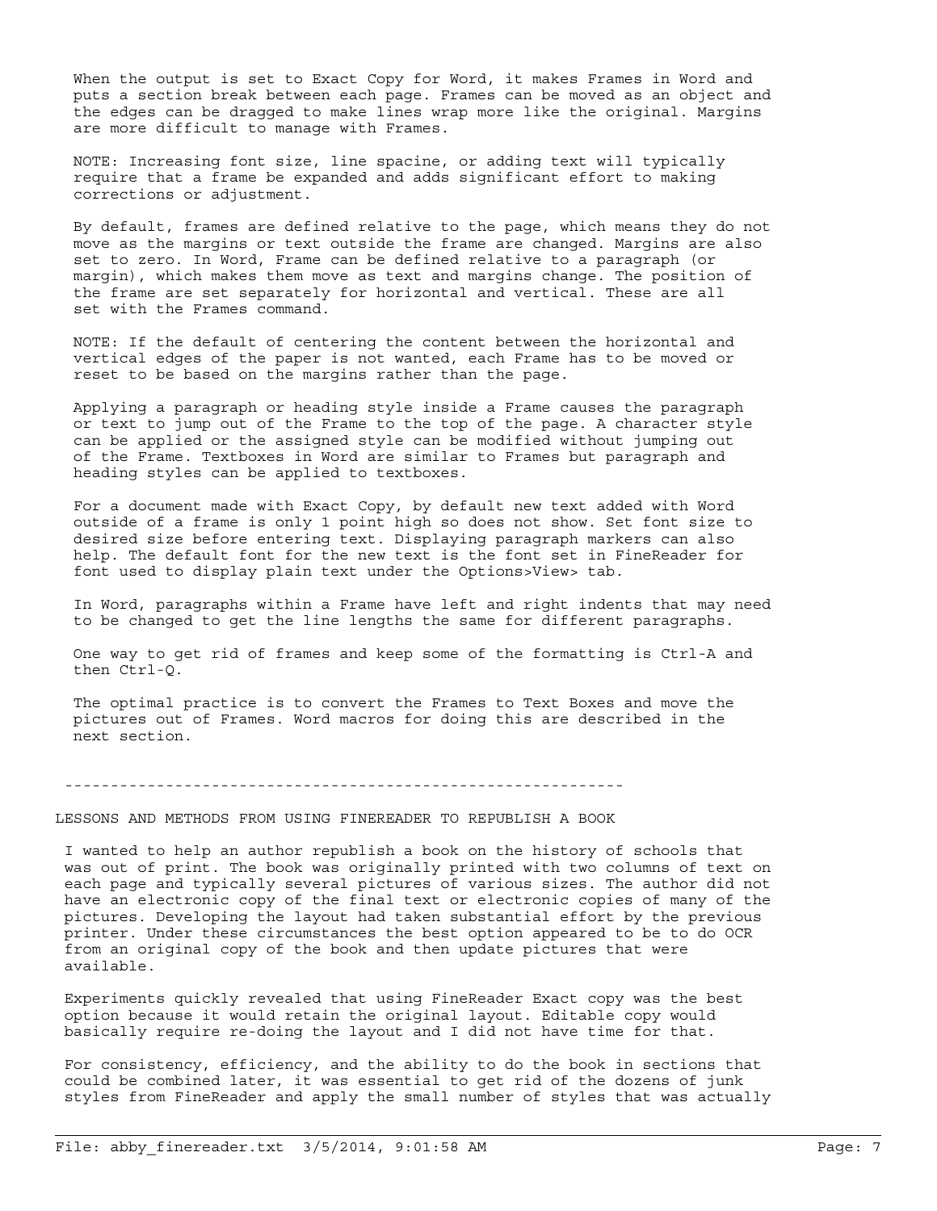When the output is set to Exact Copy for Word, it makes Frames in Word and puts a section break between each page. Frames can be moved as an object and the edges can be dragged to make lines wrap more like the original. Margins are more difficult to manage with Frames.

NOTE: Increasing font size, line spacine, or adding text will typically require that a frame be expanded and adds significant effort to making corrections or adjustment.

By default, frames are defined relative to the page, which means they do not move as the margins or text outside the frame are changed. Margins are also set to zero. In Word, Frame can be defined relative to a paragraph (or margin), which makes them move as text and margins change. The position of the frame are set separately for horizontal and vertical. These are all set with the Frames command.

NOTE: If the default of centering the content between the horizontal and vertical edges of the paper is not wanted, each Frame has to be moved or reset to be based on the margins rather than the page.

Applying a paragraph or heading style inside a Frame causes the paragraph or text to jump out of the Frame to the top of the page. A character style can be applied or the assigned style can be modified without jumping out of the Frame. Textboxes in Word are similar to Frames but paragraph and heading styles can be applied to textboxes.

For a document made with Exact Copy, by default new text added with Word outside of a frame is only 1 point high so does not show. Set font size to desired size before entering text. Displaying paragraph markers can also help. The default font for the new text is the font set in FineReader for font used to display plain text under the Options>View> tab.

In Word, paragraphs within a Frame have left and right indents that may need to be changed to get the line lengths the same for different paragraphs.

One way to get rid of frames and keep some of the formatting is Ctrl-A and then Ctrl-Q.

The optimal practice is to convert the Frames to Text Boxes and move the pictures out of Frames. Word macros for doing this are described in the next section.

------------------------------------------------------------

## LESSONS AND METHODS FROM USING FINEREADER TO REPUBLISH A BOOK

I wanted to help an author republish a book on the history of schools that was out of print. The book was originally printed with two columns of text on each page and typically several pictures of various sizes. The author did not have an electronic copy of the final text or electronic copies of many of the pictures. Developing the layout had taken substantial effort by the previous printer. Under these circumstances the best option appeared to be to do OCR from an original copy of the book and then update pictures that were available.

Experiments quickly revealed that using FineReader Exact copy was the best option because it would retain the original layout. Editable copy would basically require re-doing the layout and I did not have time for that.

For consistency, efficiency, and the ability to do the book in sections that could be combined later, it was essential to get rid of the dozens of junk styles from FineReader and apply the small number of styles that was actually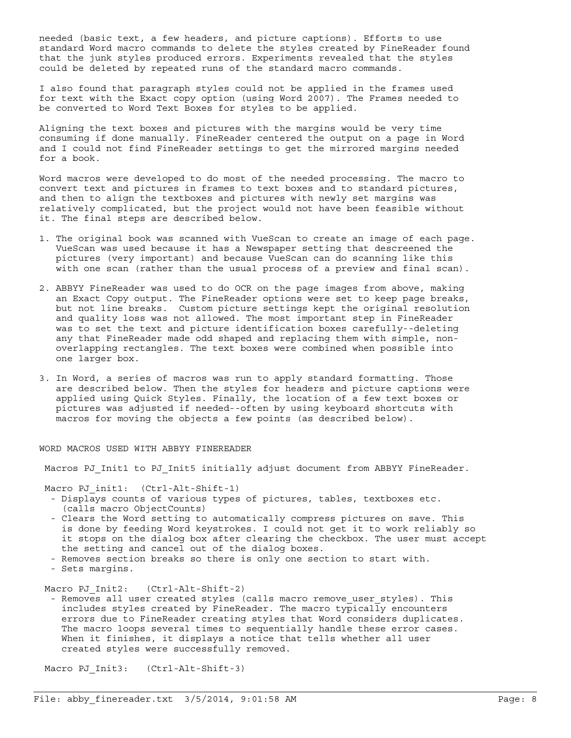needed (basic text, a few headers, and picture captions). Efforts to use standard Word macro commands to delete the styles created by FineReader found that the junk styles produced errors. Experiments revealed that the styles could be deleted by repeated runs of the standard macro commands.

I also found that paragraph styles could not be applied in the frames used for text with the Exact copy option (using Word 2007). The Frames needed to be converted to Word Text Boxes for styles to be applied.

Aligning the text boxes and pictures with the margins would be very time consuming if done manually. FineReader centered the output on a page in Word and I could not find FineReader settings to get the mirrored margins needed for a book.

Word macros were developed to do most of the needed processing. The macro to convert text and pictures in frames to text boxes and to standard pictures, and then to align the textboxes and pictures with newly set margins was relatively complicated, but the project would not have been feasible without it. The final steps are described below.

1. The original book was scanned with VueScan to create an image of each page. VueScan was used because it has a Newspaper setting that descreened the pictures (very important) and because VueScan can do scanning like this with one scan (rather than the usual process of a preview and final scan).

2. ABBYY FineReader was used to do OCR on the page images from above, making an Exact Copy output. The FineReader options were set to keep page breaks, but not line breaks. Custom picture settings kept the original resolution and quality loss was not allowed. The most important step in FineReader was to set the text and picture identification boxes carefully--deleting any that FineReader made odd shaped and replacing them with simple, non-overlapping rectangles. The text boxes were combined when possible into one larger box.

3. In Word, a series of macros was run to apply standard formatting. Those are described below. Then the styles for headers and picture captions were applied using Quick Styles. Finally, the location of a few text boxes or pictures was adjusted if needed--often by using keyboard shortcuts with macros for moving the objects a few points (as described below).

## WORD MACROS USED WITH ABBYY FINEREADER

Macros PJ_Init1 to PJ_Init5 initially adjust document from ABBYY FineReader.

Macro PJ_init1: (Ctrl-Alt-Shift-1)

- Displays counts of various types of pictures, tables, textboxes etc. (calls macro ObjectCounts)
- Clears the Word setting to automatically compress pictures on save. This is done by feeding Word keystrokes. I could not get it to work reliably so it stops on the dialog box after clearing the checkbox. The user must accept the setting and cancel out of the dialog boxes.
- Removes section breaks so there is only one section to start with.
- Sets margins.

Macro PJ_Init2: (Ctrl-Alt-Shift-2)

- Removes all user created styles (calls macro remove_user_styles). This includes styles created by FineReader. The macro typically encounters errors due to FineReader creating styles that Word considers duplicates. The macro loops several times to sequentially handle these error cases. When it finishes, it displays a notice that tells whether all user created styles were successfully removed.

Macro PJ_Init3: (Ctrl-Alt-Shift-3)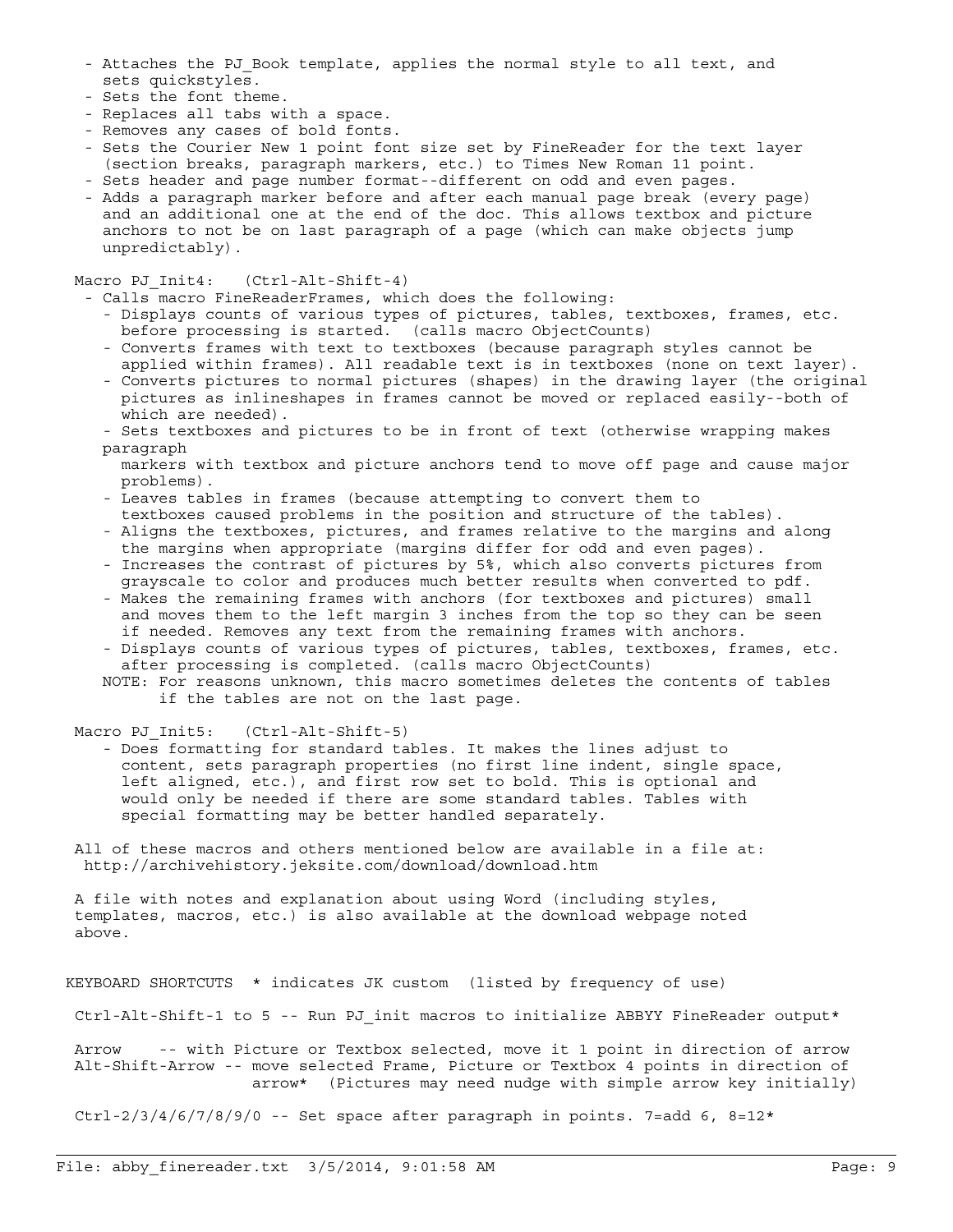- Attaches the PJ_Book template, applies the normal style to all text, and sets quickstyles.
- Sets the font theme.
- Replaces all tabs with a space.
- Removes any cases of bold fonts.
- Sets the Courier New 1 point font size set by FineReader for the text layer (section breaks, paragraph markers, etc.) to Times New Roman 11 point.
- Sets header and page number format--different on odd and even pages.
- Adds a paragraph marker before and after each manual page break (every page) and an additional one at the end of the doc. This allows textbox and picture anchors to not be on last paragraph of a page (which can make objects jump unpredictably).

Macro PJ_Init4: (Ctrl-Alt-Shift-4)

- Calls macro FineReaderFrames, which does the following:
  - Displays counts of various types of pictures, tables, textboxes, frames, etc. before processing is started. (calls macro ObjectCounts)
  - Converts frames with text to textboxes (because paragraph styles cannot be applied within frames). All readable text is in textboxes (none on text layer).
  - Converts pictures to normal pictures (shapes) in the drawing layer (the original pictures as inlineshapes in frames cannot be moved or replaced easily--both of which are needed).
  - Sets textboxes and pictures to be in front of text (otherwise wrapping makes paragraph markers with textbox and picture anchors tend to move off page and cause major problems).
  - Leaves tables in frames (because attempting to convert them to textboxes caused problems in the position and structure of the tables).
  - Aligns the textboxes, pictures, and frames relative to the margins and along the margins when appropriate (margins differ for odd and even pages).
  - Increases the contrast of pictures by 5%, which also converts pictures from grayscale to color and produces much better results when converted to pdf.
  - Makes the remaining frames with anchors (for textboxes and pictures) small and moves them to the left margin 3 inches from the top so they can be seen if needed. Removes any text from the remaining frames with anchors.
  - Displays counts of various types of pictures, tables, textboxes, frames, etc. after processing is completed. (calls macro ObjectCounts)

  NOTE: For reasons unknown, this macro sometimes deletes the contents of tables if the tables are not on the last page.

Macro PJ_Init5: (Ctrl-Alt-Shift-5)

- Does formatting for standard tables. It makes the lines adjust to content, sets paragraph properties (no first line indent, single space, left aligned, etc.), and first row set to bold. This is optional and would only be needed if there are some standard tables. Tables with special formatting may be better handled separately.

All of these macros and others mentioned below are available in a file at:
http://archivehistory.jeksite.com/download/download.htm

A file with notes and explanation about using Word (including styles, templates, macros, etc.) is also available at the download webpage noted above.

KEYBOARD SHORTCUTS * indicates JK custom (listed by frequency of use)

Ctrl-Alt-Shift-1 to 5 -- Run PJ_init macros to initialize ABBYY FineReader output*

Arrow -- with Picture or Textbox selected, move it 1 point in direction of arrow
Alt-Shift-Arrow -- move selected Frame, Picture or Textbox 4 points in direction of arrow* (Pictures may need nudge with simple arrow key initially)

Ctrl-2/3/4/6/7/8/9/0 -- Set space after paragraph in points. 7=add 6, 8=12*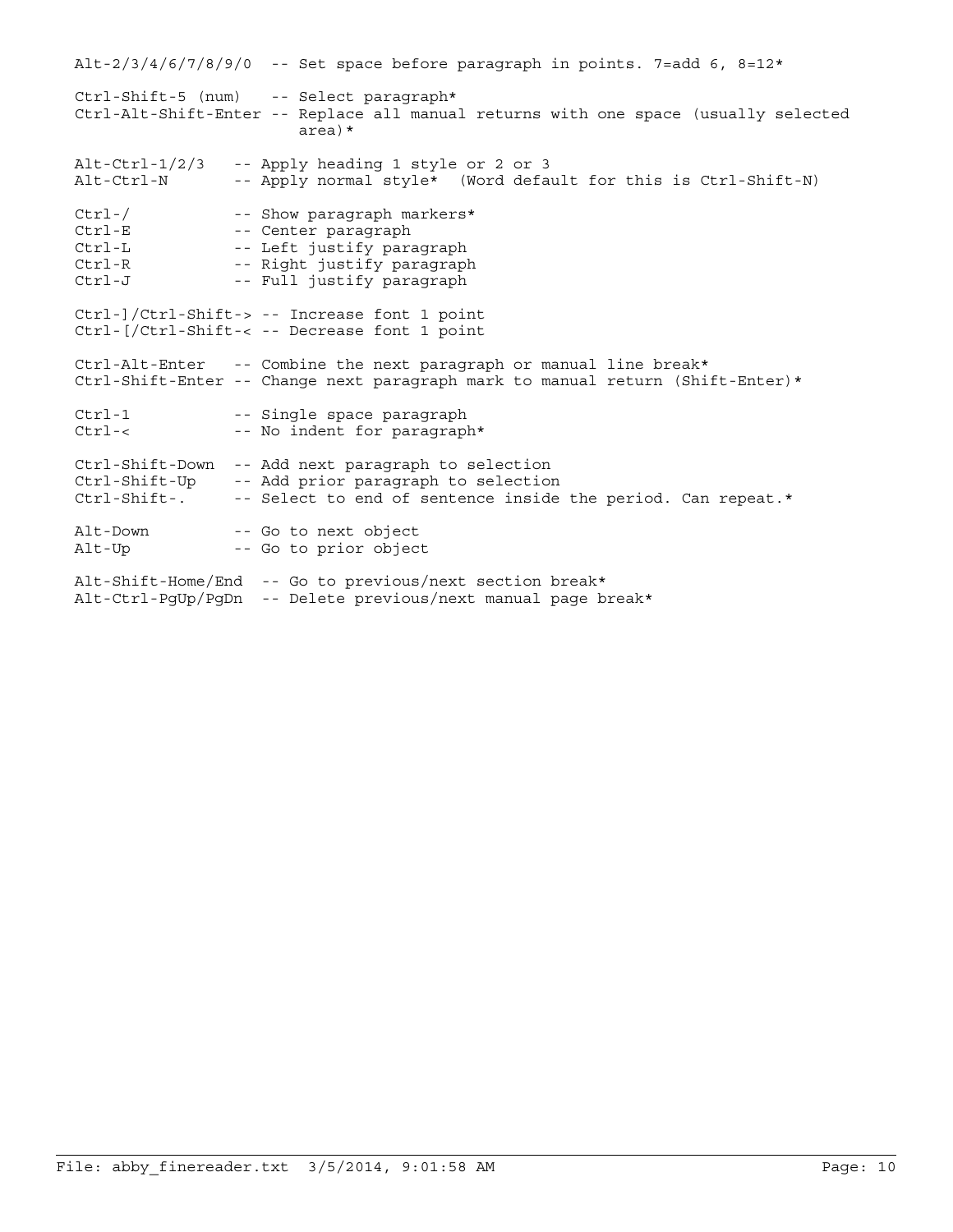```
Alt-2/3/4/6/7/8/9/0  -- Set space before paragraph in points. 7=add 6, 8=12*

Ctrl-Shift-5 (num)   -- Select paragraph*
Ctrl-Alt-Shift-Enter -- Replace all manual returns with one space (usually selected
                        area)*

Alt-Ctrl-1/2/3   -- Apply heading 1 style or 2 or 3
Alt-Ctrl-N       -- Apply normal style*  (Word default for this is Ctrl-Shift-N)

Ctrl-/           -- Show paragraph markers*
Ctrl-E           -- Center paragraph
Ctrl-L           -- Left justify paragraph
Ctrl-R           -- Right justify paragraph
Ctrl-J           -- Full justify paragraph

Ctrl-]/Ctrl-Shift-> -- Increase font 1 point
Ctrl-[/Ctrl-Shift-< -- Decrease font 1 point

Ctrl-Alt-Enter   -- Combine the next paragraph or manual line break*
Ctrl-Shift-Enter -- Change next paragraph mark to manual return (Shift-Enter)*

Ctrl-1           -- Single space paragraph
Ctrl-<           -- No indent for paragraph*

Ctrl-Shift-Down  -- Add next paragraph to selection
Ctrl-Shift-Up    -- Add prior paragraph to selection
Ctrl-Shift-.     -- Select to end of sentence inside the period. Can repeat.*

Alt-Down         -- Go to next object
Alt-Up           -- Go to prior object

Alt-Shift-Home/End  -- Go to previous/next section break*
Alt-Ctrl-PgUp/PgDn  -- Delete previous/next manual page break*
```